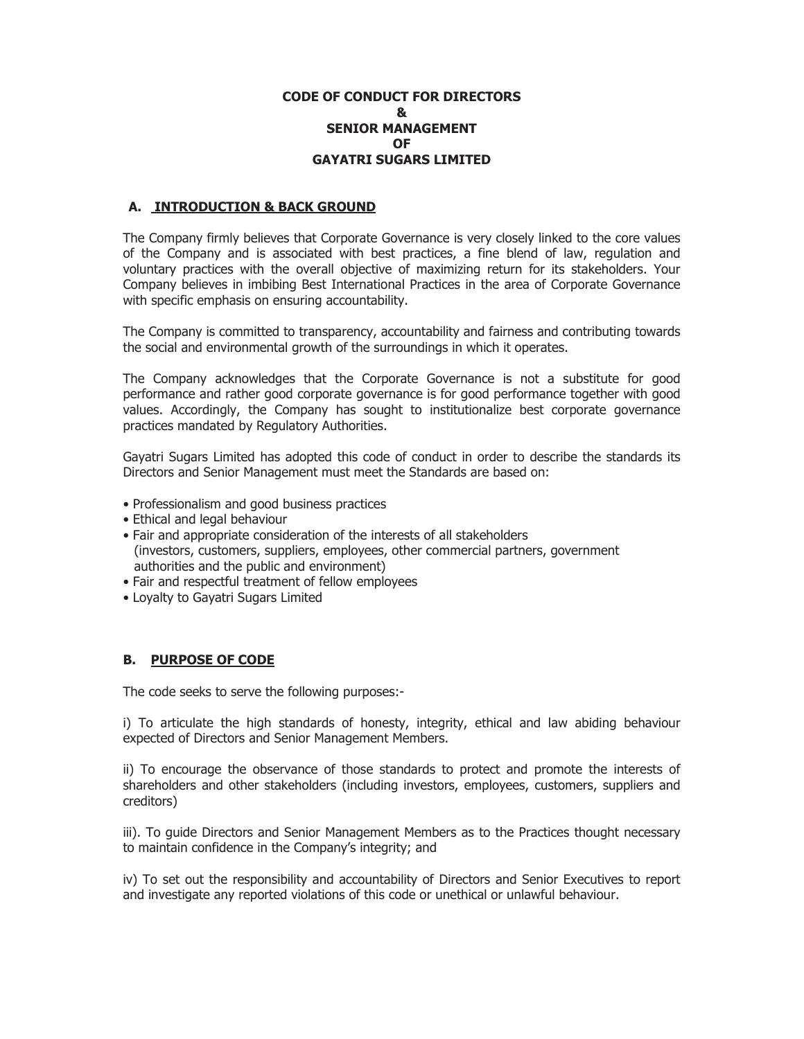# CODE OF CONDUCT FOR DIRECTORS & SENIOR MANAGEMENT OF GAYATRI SUGARS LIMITED

## A. INTRODUCTION & BACK GROUND

The Company firmly believes that Corporate Governance is very closely linked to the core values of the Company and is associated with best practices, a fine blend of law, regulation and voluntary practices with the overall objective of maximizing return for its stakeholders. Your Company believes in imbibing Best International Practices in the area of Corporate Governance with specific emphasis on ensuring accountability.

The Company is committed to transparency, accountability and fairness and contributing towards the social and environmental growth of the surroundings in which it operates.

The Company acknowledges that the Corporate Governance is not a substitute for good performance and rather good corporate governance is for good performance together with good values. Accordingly, the Company has sought to institutionalize best corporate governance practices mandated by Regulatory Authorities.

Gayatri Sugars Limited has adopted this code of conduct in order to describe the standards its Directors and Senior Management must meet the Standards are based on:

- Professionalism and good business practices
- Ethical and legal behaviour
- Fair and appropriate consideration of the interests of all stakeholders (investors, customers, suppliers, employees, other commercial partners, government authorities and the public and environment)
- Fair and respectful treatment of fellow employees
- Loyalty to Gayatri Sugars Limited

## B. PURPOSE OF CODE

The code seeks to serve the following purposes:-

i) To articulate the high standards of honesty, integrity, ethical and law abiding behaviour expected of Directors and Senior Management Members.

ii) To encourage the observance of those standards to protect and promote the interests of shareholders and other stakeholders (including investors, employees, customers, suppliers and creditors)

iii). To guide Directors and Senior Management Members as to the Practices thought necessary to maintain confidence in the Company's integrity; and

iv) To set out the responsibility and accountability of Directors and Senior Executives to report and investigate any reported violations of this code or unethical or unlawful behaviour.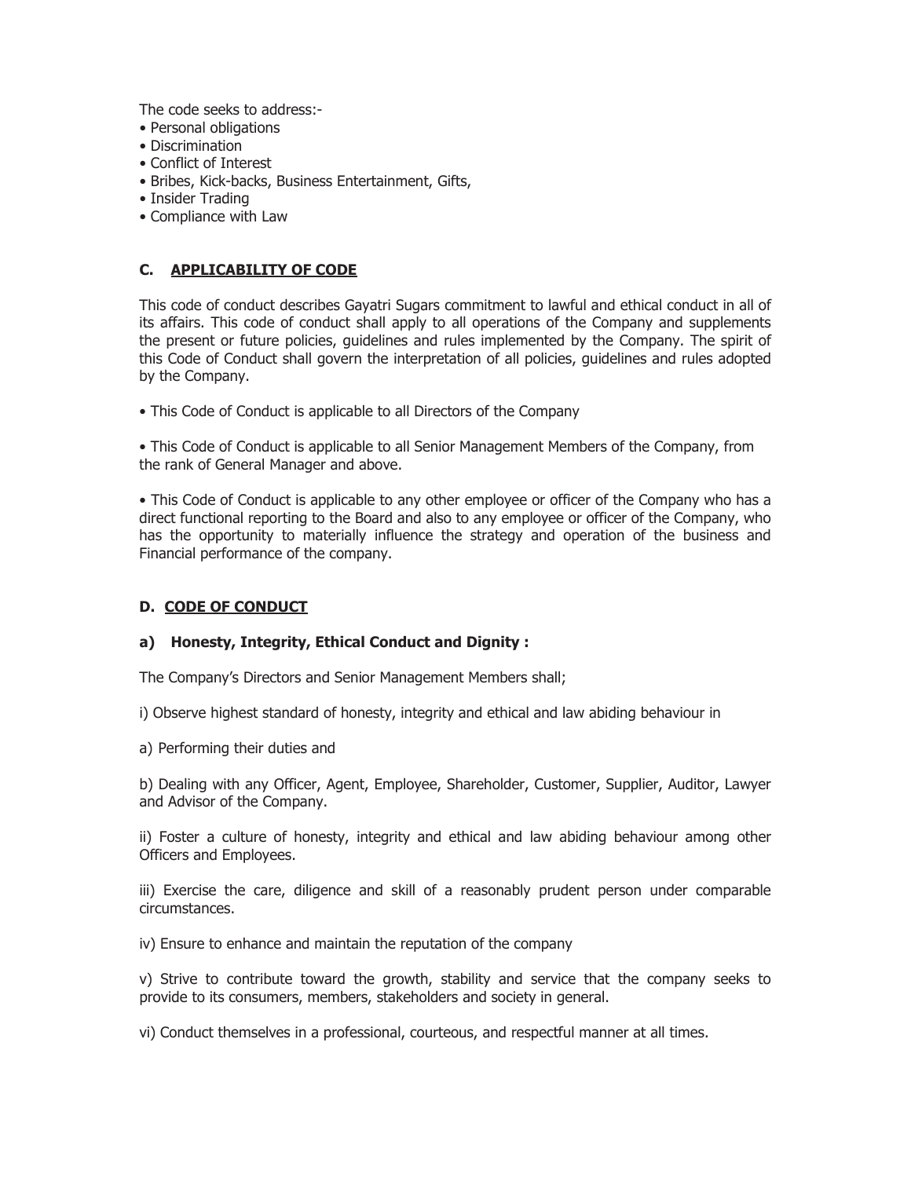The code seeks to address:-

- Personal obligations
- Discrimination
- Conflict of Interest
- Bribes, Kick-backs, Business Entertainment, Gifts,
- Insider Trading
- Compliance with Law

## C. APPLICABILITY OF CODE

This code of conduct describes Gayatri Sugars commitment to lawful and ethical conduct in all of its affairs. This code of conduct shall apply to all operations of the Company and supplements the present or future policies, guidelines and rules implemented by the Company. The spirit of this Code of Conduct shall govern the interpretation of all policies, guidelines and rules adopted by the Company.

- This Code of Conduct is applicable to all Directors of the Company

- This Code of Conduct is applicable to all Senior Management Members of the Company, from the rank of General Manager and above.

- This Code of Conduct is applicable to any other employee or officer of the Company who has a direct functional reporting to the Board and also to any employee or officer of the Company, who has the opportunity to materially influence the strategy and operation of the business and Financial performance of the company.

## D. CODE OF CONDUCT

### a) Honesty, Integrity, Ethical Conduct and Dignity :

The Company's Directors and Senior Management Members shall;

i) Observe highest standard of honesty, integrity and ethical and law abiding behaviour in

a) Performing their duties and

b) Dealing with any Officer, Agent, Employee, Shareholder, Customer, Supplier, Auditor, Lawyer and Advisor of the Company.

ii) Foster a culture of honesty, integrity and ethical and law abiding behaviour among other Officers and Employees.

iii) Exercise the care, diligence and skill of a reasonably prudent person under comparable circumstances.

iv) Ensure to enhance and maintain the reputation of the company

v) Strive to contribute toward the growth, stability and service that the company seeks to provide to its consumers, members, stakeholders and society in general.

vi) Conduct themselves in a professional, courteous, and respectful manner at all times.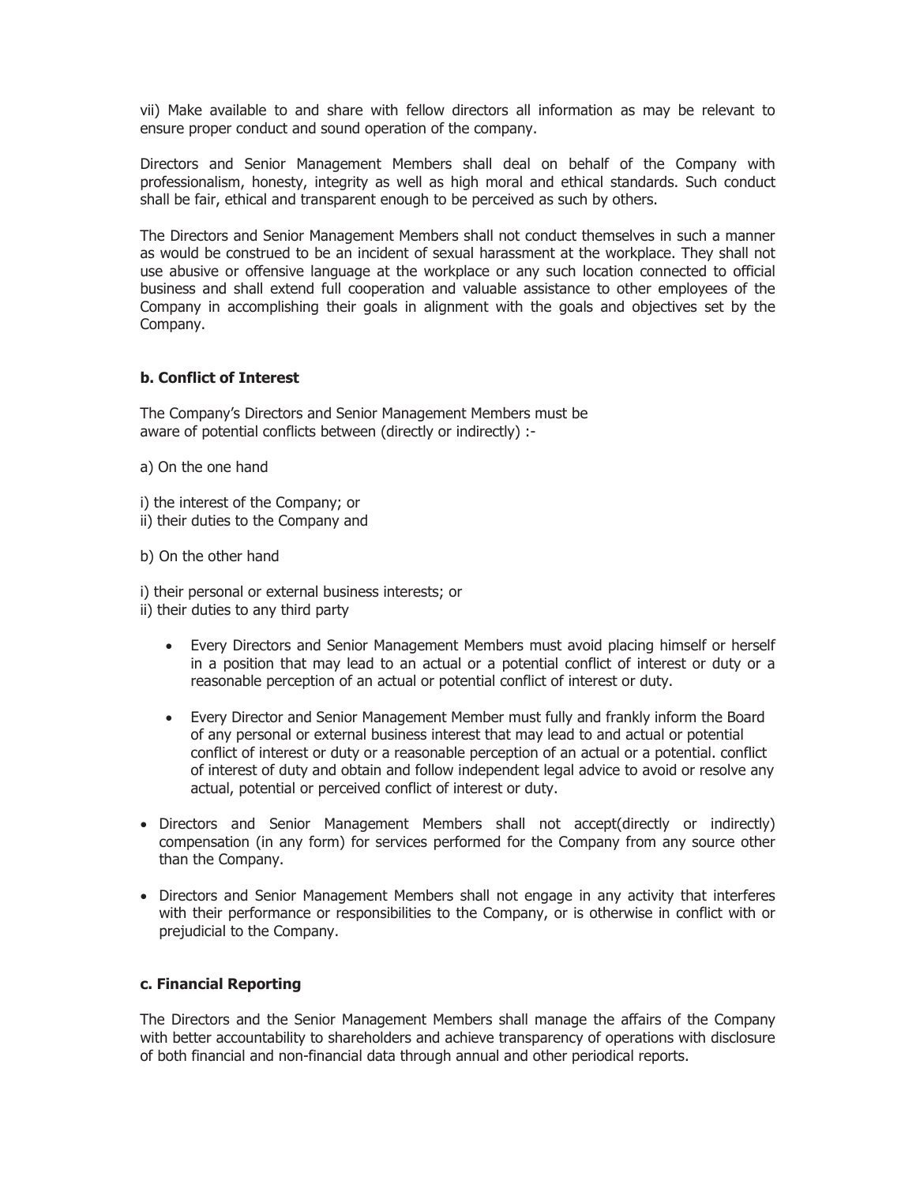vii) Make available to and share with fellow directors all information as may be relevant to ensure proper conduct and sound operation of the company.

Directors and Senior Management Members shall deal on behalf of the Company with professionalism, honesty, integrity as well as high moral and ethical standards. Such conduct shall be fair, ethical and transparent enough to be perceived as such by others.

The Directors and Senior Management Members shall not conduct themselves in such a manner as would be construed to be an incident of sexual harassment at the workplace. They shall not use abusive or offensive language at the workplace or any such location connected to official business and shall extend full cooperation and valuable assistance to other employees of the Company in accomplishing their goals in alignment with the goals and objectives set by the Company.

**b. Conflict of Interest**

The Company's Directors and Senior Management Members must be aware of potential conflicts between (directly or indirectly) :-

a) On the one hand

i) the interest of the Company; or
ii) their duties to the Company and

b) On the other hand

i) their personal or external business interests; or
ii) their duties to any third party

- Every Directors and Senior Management Members must avoid placing himself or herself in a position that may lead to an actual or a potential conflict of interest or duty or a reasonable perception of an actual or potential conflict of interest or duty.
- Every Director and Senior Management Member must fully and frankly inform the Board of any personal or external business interest that may lead to and actual or potential conflict of interest or duty or a reasonable perception of an actual or a potential. conflict of interest of duty and obtain and follow independent legal advice to avoid or resolve any actual, potential or perceived conflict of interest or duty.

- Directors and Senior Management Members shall not accept(directly or indirectly) compensation (in any form) for services performed for the Company from any source other than the Company.
- Directors and Senior Management Members shall not engage in any activity that interferes with their performance or responsibilities to the Company, or is otherwise in conflict with or prejudicial to the Company.

**c. Financial Reporting**

The Directors and the Senior Management Members shall manage the affairs of the Company with better accountability to shareholders and achieve transparency of operations with disclosure of both financial and non-financial data through annual and other periodical reports.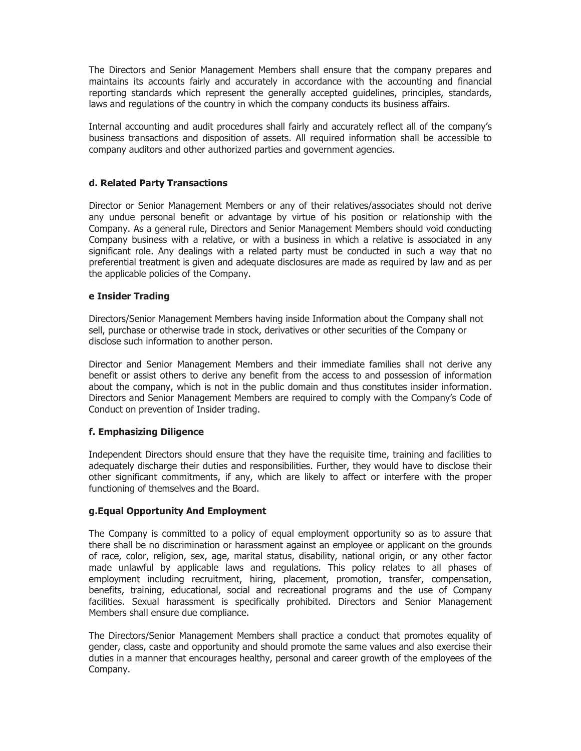The Directors and Senior Management Members shall ensure that the company prepares and maintains its accounts fairly and accurately in accordance with the accounting and financial reporting standards which represent the generally accepted guidelines, principles, standards, laws and regulations of the country in which the company conducts its business affairs.

Internal accounting and audit procedures shall fairly and accurately reflect all of the company's business transactions and disposition of assets. All required information shall be accessible to company auditors and other authorized parties and government agencies.

**d. Related Party Transactions**

Director or Senior Management Members or any of their relatives/associates should not derive any undue personal benefit or advantage by virtue of his position or relationship with the Company. As a general rule, Directors and Senior Management Members should void conducting Company business with a relative, or with a business in which a relative is associated in any significant role. Any dealings with a related party must be conducted in such a way that no preferential treatment is given and adequate disclosures are made as required by law and as per the applicable policies of the Company.

**e Insider Trading**

Directors/Senior Management Members having inside Information about the Company shall not sell, purchase or otherwise trade in stock, derivatives or other securities of the Company or disclose such information to another person.

Director and Senior Management Members and their immediate families shall not derive any benefit or assist others to derive any benefit from the access to and possession of information about the company, which is not in the public domain and thus constitutes insider information. Directors and Senior Management Members are required to comply with the Company's Code of Conduct on prevention of Insider trading.

**f. Emphasizing Diligence**

Independent Directors should ensure that they have the requisite time, training and facilities to adequately discharge their duties and responsibilities. Further, they would have to disclose their other significant commitments, if any, which are likely to affect or interfere with the proper functioning of themselves and the Board.

**g.Equal Opportunity And Employment**

The Company is committed to a policy of equal employment opportunity so as to assure that there shall be no discrimination or harassment against an employee or applicant on the grounds of race, color, religion, sex, age, marital status, disability, national origin, or any other factor made unlawful by applicable laws and regulations. This policy relates to all phases of employment including recruitment, hiring, placement, promotion, transfer, compensation, benefits, training, educational, social and recreational programs and the use of Company facilities. Sexual harassment is specifically prohibited. Directors and Senior Management Members shall ensure due compliance.

The Directors/Senior Management Members shall practice a conduct that promotes equality of gender, class, caste and opportunity and should promote the same values and also exercise their duties in a manner that encourages healthy, personal and career growth of the employees of the Company.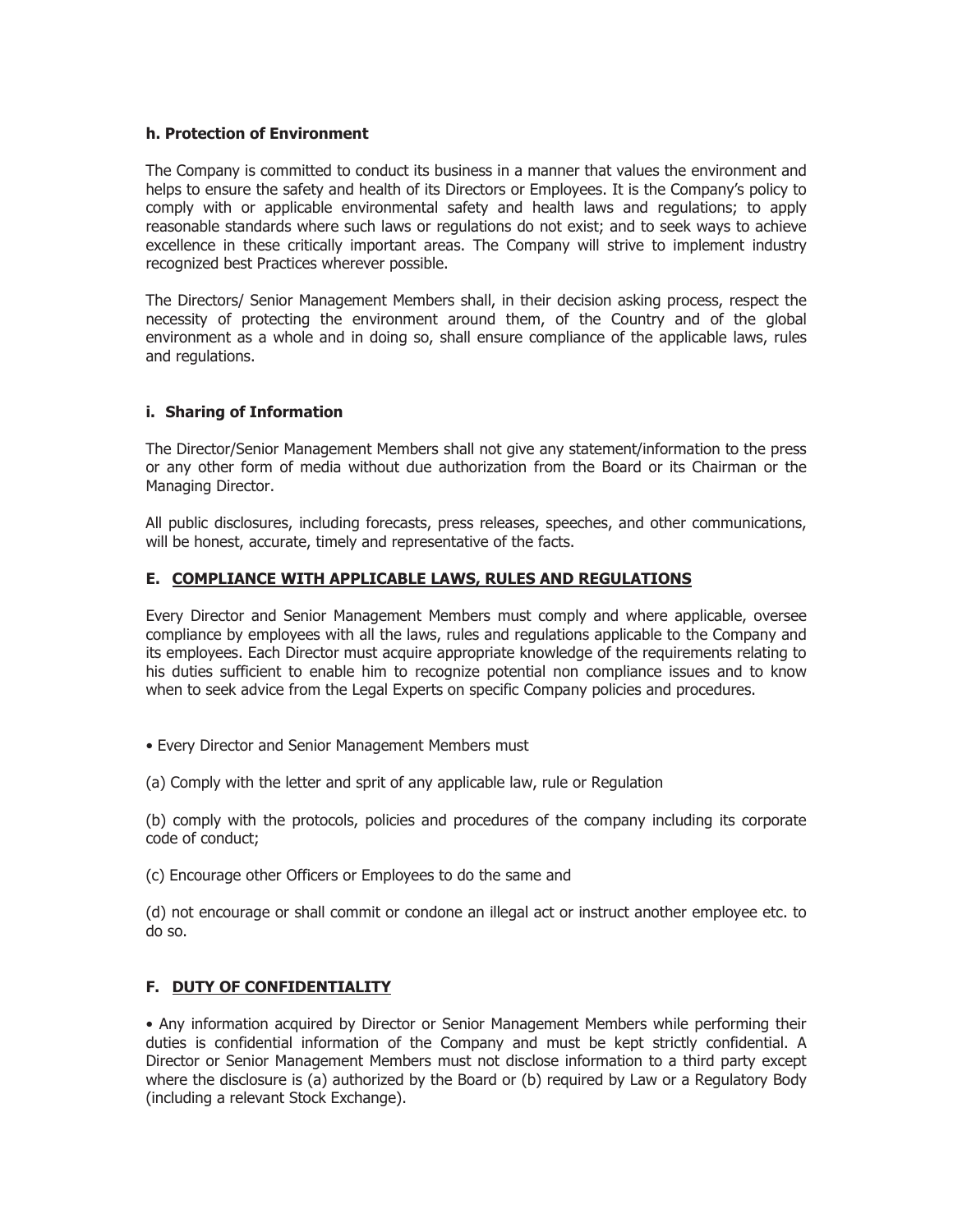#### h. Protection of Environment

The Company is committed to conduct its business in a manner that values the environment and helps to ensure the safety and health of its Directors or Employees. It is the Company's policy to comply with or applicable environmental safety and health laws and regulations; to apply reasonable standards where such laws or regulations do not exist; and to seek ways to achieve excellence in these critically important areas. The Company will strive to implement industry recognized best Practices wherever possible.

The Directors/ Senior Management Members shall, in their decision asking process, respect the necessity of protecting the environment around them, of the Country and of the global environment as a whole and in doing so, shall ensure compliance of the applicable laws, rules and regulations.

#### i. Sharing of Information

The Director/Senior Management Members shall not give any statement/information to the press or any other form of media without due authorization from the Board or its Chairman or the Managing Director.

All public disclosures, including forecasts, press releases, speeches, and other communications, will be honest, accurate, timely and representative of the facts.

### E. <u>COMPLIANCE WITH APPLICABLE LAWS, RULES AND REGULATIONS</u>

Every Director and Senior Management Members must comply and where applicable, oversee compliance by employees with all the laws, rules and regulations applicable to the Company and its employees. Each Director must acquire appropriate knowledge of the requirements relating to his duties sufficient to enable him to recognize potential non compliance issues and to know when to seek advice from the Legal Experts on specific Company policies and procedures.

- Every Director and Senior Management Members must

(a) Comply with the letter and sprit of any applicable law, rule or Regulation

(b) comply with the protocols, policies and procedures of the company including its corporate code of conduct;

(c) Encourage other Officers or Employees to do the same and

(d) not encourage or shall commit or condone an illegal act or instruct another employee etc. to do so.

### F. <u>DUTY OF CONFIDENTIALITY</u>

- Any information acquired by Director or Senior Management Members while performing their duties is confidential information of the Company and must be kept strictly confidential. A Director or Senior Management Members must not disclose information to a third party except where the disclosure is (a) authorized by the Board or (b) required by Law or a Regulatory Body (including a relevant Stock Exchange).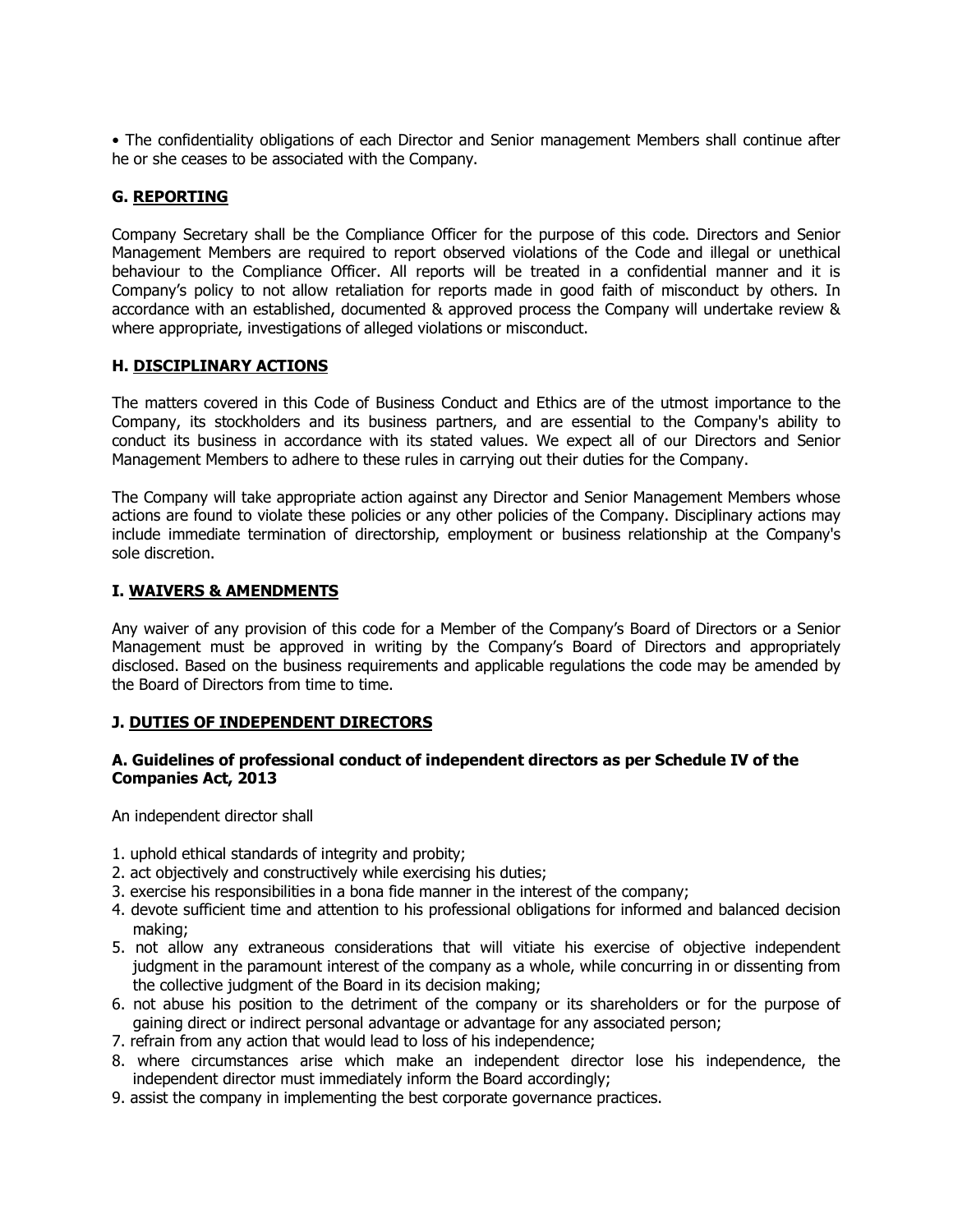• The confidentiality obligations of each Director and Senior management Members shall continue after he or she ceases to be associated with the Company.

## G. REPORTING

Company Secretary shall be the Compliance Officer for the purpose of this code. Directors and Senior Management Members are required to report observed violations of the Code and illegal or unethical behaviour to the Compliance Officer. All reports will be treated in a confidential manner and it is Company's policy to not allow retaliation for reports made in good faith of misconduct by others. In accordance with an established, documented & approved process the Company will undertake review & where appropriate, investigations of alleged violations or misconduct.

## H. DISCIPLINARY ACTIONS

The matters covered in this Code of Business Conduct and Ethics are of the utmost importance to the Company, its stockholders and its business partners, and are essential to the Company's ability to conduct its business in accordance with its stated values. We expect all of our Directors and Senior Management Members to adhere to these rules in carrying out their duties for the Company.

The Company will take appropriate action against any Director and Senior Management Members whose actions are found to violate these policies or any other policies of the Company. Disciplinary actions may include immediate termination of directorship, employment or business relationship at the Company's sole discretion.

## I. WAIVERS & AMENDMENTS

Any waiver of any provision of this code for a Member of the Company's Board of Directors or a Senior Management must be approved in writing by the Company's Board of Directors and appropriately disclosed. Based on the business requirements and applicable regulations the code may be amended by the Board of Directors from time to time.

## J. DUTIES OF INDEPENDENT DIRECTORS

### A. Guidelines of professional conduct of independent directors as per Schedule IV of the Companies Act, 2013

An independent director shall

1. uphold ethical standards of integrity and probity;
2. act objectively and constructively while exercising his duties;
3. exercise his responsibilities in a bona fide manner in the interest of the company;
4. devote sufficient time and attention to his professional obligations for informed and balanced decision making;
5. not allow any extraneous considerations that will vitiate his exercise of objective independent judgment in the paramount interest of the company as a whole, while concurring in or dissenting from the collective judgment of the Board in its decision making;
6. not abuse his position to the detriment of the company or its shareholders or for the purpose of gaining direct or indirect personal advantage or advantage for any associated person;
7. refrain from any action that would lead to loss of his independence;
8. where circumstances arise which make an independent director lose his independence, the independent director must immediately inform the Board accordingly;
9. assist the company in implementing the best corporate governance practices.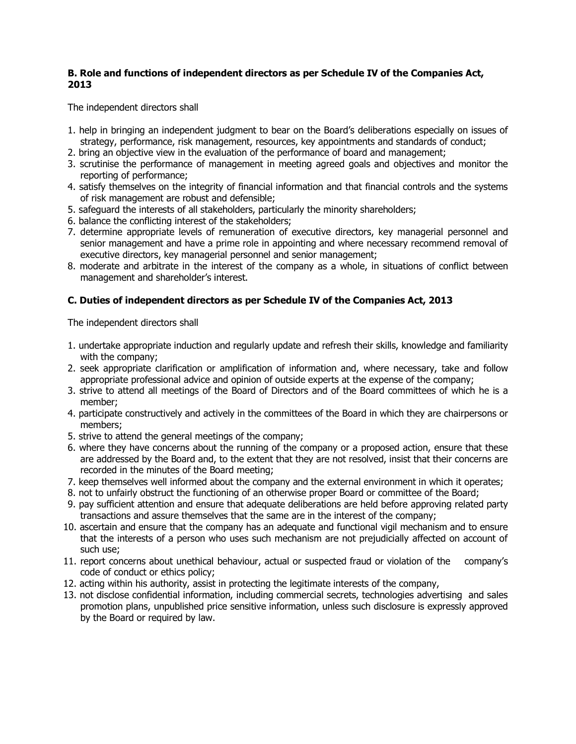**B. Role and functions of independent directors as per Schedule IV of the Companies Act, 2013**

The independent directors shall

1. help in bringing an independent judgment to bear on the Board's deliberations especially on issues of strategy, performance, risk management, resources, key appointments and standards of conduct;
2. bring an objective view in the evaluation of the performance of board and management;
3. scrutinise the performance of management in meeting agreed goals and objectives and monitor the reporting of performance;
4. satisfy themselves on the integrity of financial information and that financial controls and the systems of risk management are robust and defensible;
5. safeguard the interests of all stakeholders, particularly the minority shareholders;
6. balance the conflicting interest of the stakeholders;
7. determine appropriate levels of remuneration of executive directors, key managerial personnel and senior management and have a prime role in appointing and where necessary recommend removal of executive directors, key managerial personnel and senior management;
8. moderate and arbitrate in the interest of the company as a whole, in situations of conflict between management and shareholder's interest.

**C. Duties of independent directors as per Schedule IV of the Companies Act, 2013**

The independent directors shall

1. undertake appropriate induction and regularly update and refresh their skills, knowledge and familiarity with the company;
2. seek appropriate clarification or amplification of information and, where necessary, take and follow appropriate professional advice and opinion of outside experts at the expense of the company;
3. strive to attend all meetings of the Board of Directors and of the Board committees of which he is a member;
4. participate constructively and actively in the committees of the Board in which they are chairpersons or members;
5. strive to attend the general meetings of the company;
6. where they have concerns about the running of the company or a proposed action, ensure that these are addressed by the Board and, to the extent that they are not resolved, insist that their concerns are recorded in the minutes of the Board meeting;
7. keep themselves well informed about the company and the external environment in which it operates;
8. not to unfairly obstruct the functioning of an otherwise proper Board or committee of the Board;
9. pay sufficient attention and ensure that adequate deliberations are held before approving related party transactions and assure themselves that the same are in the interest of the company;
10. ascertain and ensure that the company has an adequate and functional vigil mechanism and to ensure that the interests of a person who uses such mechanism are not prejudicially affected on account of such use;
11. report concerns about unethical behaviour, actual or suspected fraud or violation of the company's code of conduct or ethics policy;
12. acting within his authority, assist in protecting the legitimate interests of the company,
13. not disclose confidential information, including commercial secrets, technologies advertising and sales promotion plans, unpublished price sensitive information, unless such disclosure is expressly approved by the Board or required by law.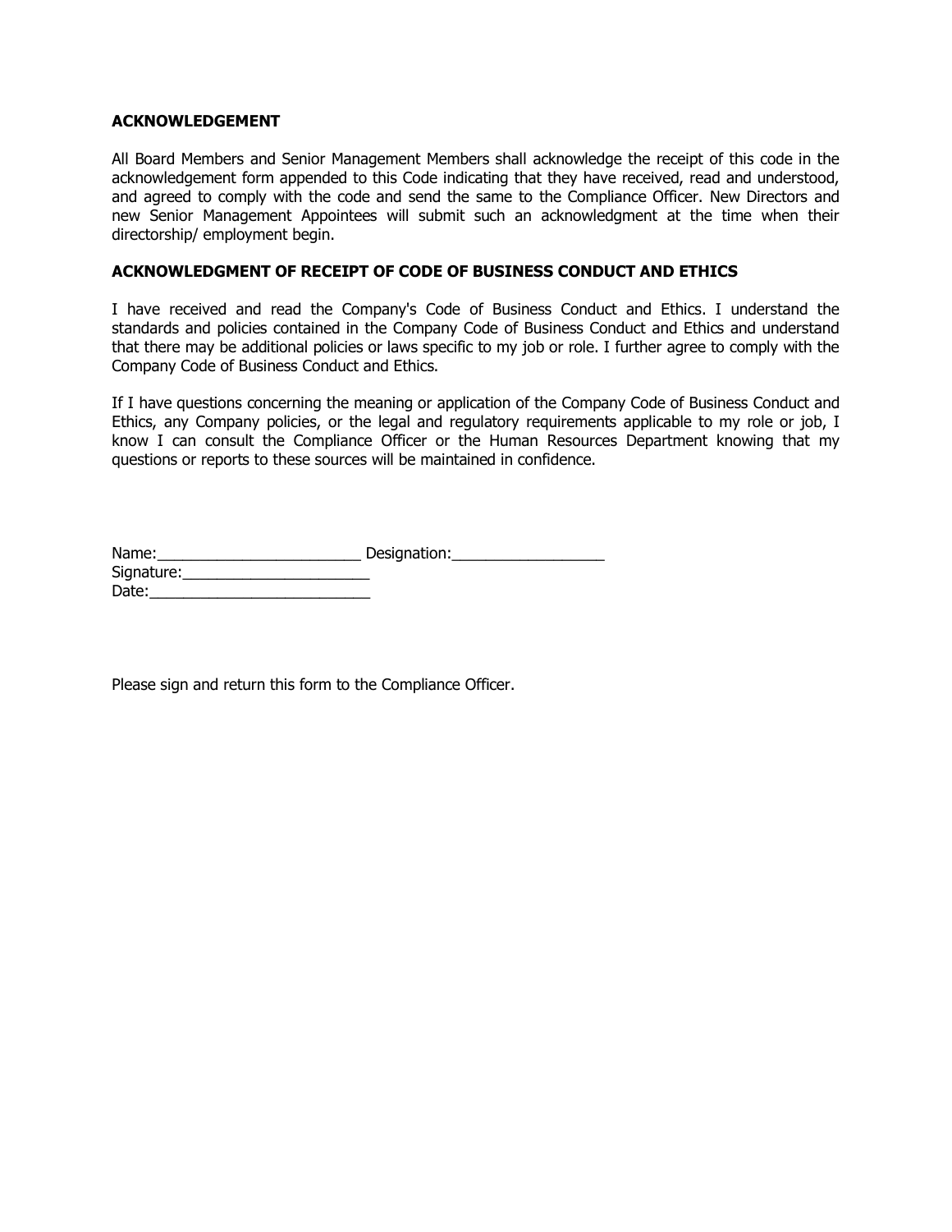**ACKNOWLEDGEMENT**

All Board Members and Senior Management Members shall acknowledge the receipt of this code in the acknowledgement form appended to this Code indicating that they have received, read and understood, and agreed to comply with the code and send the same to the Compliance Officer. New Directors and new Senior Management Appointees will submit such an acknowledgment at the time when their directorship/ employment begin.

**ACKNOWLEDGMENT OF RECEIPT OF CODE OF BUSINESS CONDUCT AND ETHICS**

I have received and read the Company's Code of Business Conduct and Ethics. I understand the standards and policies contained in the Company Code of Business Conduct and Ethics and understand that there may be additional policies or laws specific to my job or role. I further agree to comply with the Company Code of Business Conduct and Ethics.

If I have questions concerning the meaning or application of the Company Code of Business Conduct and Ethics, any Company policies, or the legal and regulatory requirements applicable to my role or job, I know I can consult the Compliance Officer or the Human Resources Department knowing that my questions or reports to these sources will be maintained in confidence.

Name:________________________ Designation:__________________
Signature:______________________
Date:__________________________

Please sign and return this form to the Compliance Officer.